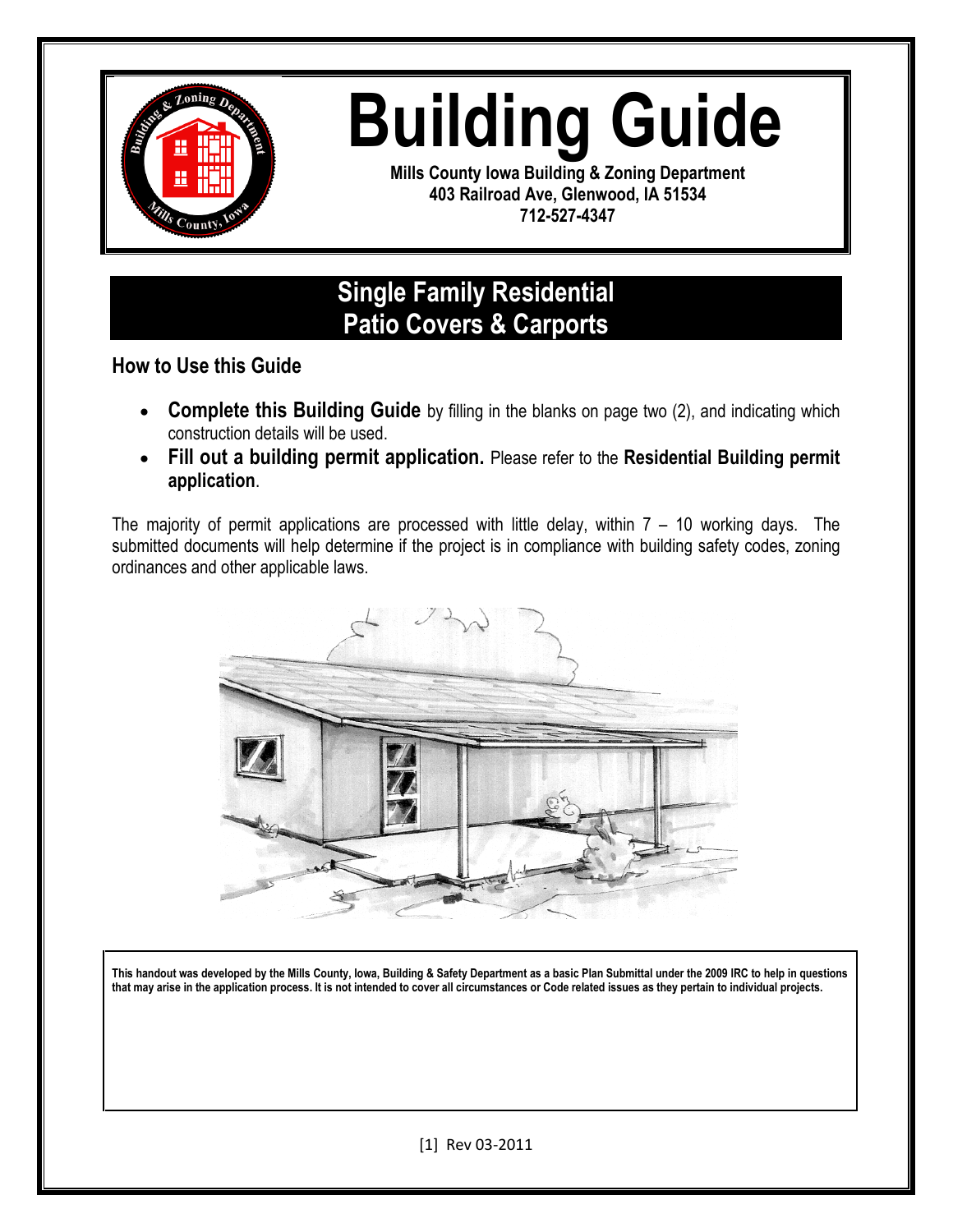# Building Guide

**Mills County Iowa Building & Zoning Department**
**403 Railroad Ave, Glenwood, IA 51534**
**712-527-4347**

## Single Family Residential
## Patio Covers & Carports

### How to Use this Guide

- **Complete this Building Guide** by filling in the blanks on page two (2), and indicating which construction details will be used.
- **Fill out a building permit application.** Please refer to the **Residential Building permit application**.

The majority of permit applications are processed with little delay, within 7 – 10 working days. The submitted documents will help determine if the project is in compliance with building safety codes, zoning ordinances and other applicable laws.

**This handout was developed by the Mills County, Iowa, Building & Safety Department as a basic Plan Submittal under the 2009 IRC to help in questions that may arise in the application process. It is not intended to cover all circumstances or Code related issues as they pertain to individual projects.**

[1] Rev 03-2011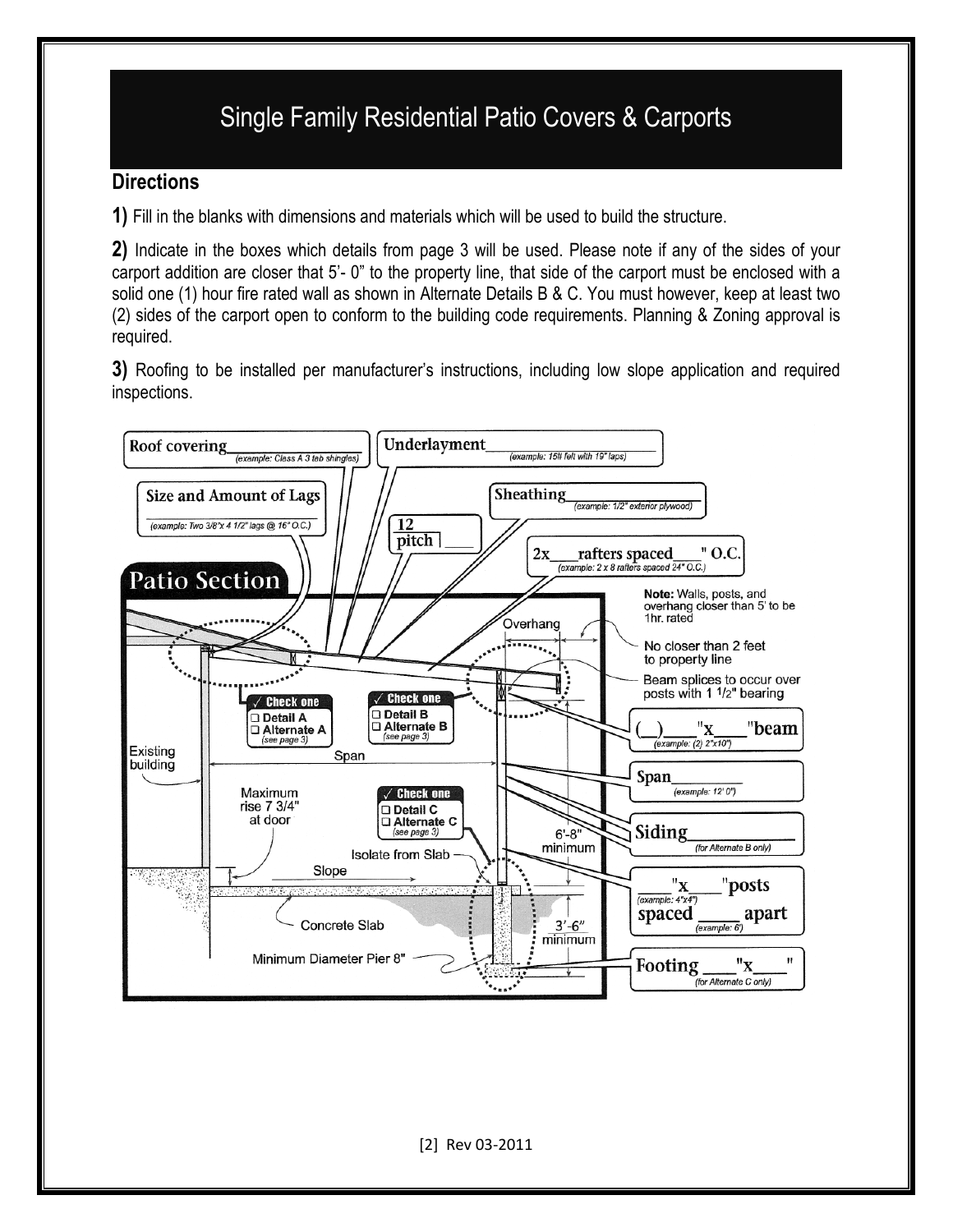# Single Family Residential Patio Covers & Carports

## Directions

**1)** Fill in the blanks with dimensions and materials which will be used to build the structure.

**2)** Indicate in the boxes which details from page 3 will be used. Please note if any of the sides of your carport addition are closer that 5'- 0" to the property line, that side of the carport must be enclosed with a solid one (1) hour fire rated wall as shown in Alternate Details B & C. You must however, keep at least two (2) sides of the carport open to conform to the building code requirements. Planning & Zoning approval is required.

**3)** Roofing to be installed per manufacturer's instructions, including low slope application and required inspections.

### Patio Section

**Roof covering** ______________ *(example: Class A 3 tab shingles)*

**Underlayment** ______________ *(example: 15# felt with 19" laps)*

**Size and Amount of Lags** ______________ *(example: Two 3/8"x 4 1/2" lags @ 16" O.C.)*

**Sheathing** ______________ *(example: 1/2" exterior plywood)*

**12 / pitch** ___

**2x___rafters spaced___" O.C.** *(example: 2 x 8 rafters spaced 24" O.C.)*

**Note:** Walls, posts, and overhang closer than 5' to be 1hr. rated

Overhang

No closer than 2 feet to property line

Beam splices to occur over posts with 1 1/2" bearing

✓ **Check one**
- ☐ Detail A
- ☐ Alternate A *(see page 3)*

✓ **Check one**
- ☐ Detail B
- ☐ Alternate B *(see page 3)*

**(__)___"x___"beam** *(example: (2) 2"x10")*

Existing building

Span

**Span**________ *(example: 12' 0")*

Maximum rise 7 3/4" at door

✓ **Check one**
- ☐ Detail C
- ☐ Alternate C *(see page 3)*

6'-8" minimum

**Siding**________ *(for Alternate B only)*

Isolate from Slab

Slope

**___"x___"posts** *(example: 4"x4")* **spaced ____ apart** *(example: 6')*

Concrete Slab

3'-6" minimum

Minimum Diameter Pier 8"

**Footing ___"x___"** *(for Alternate C only)*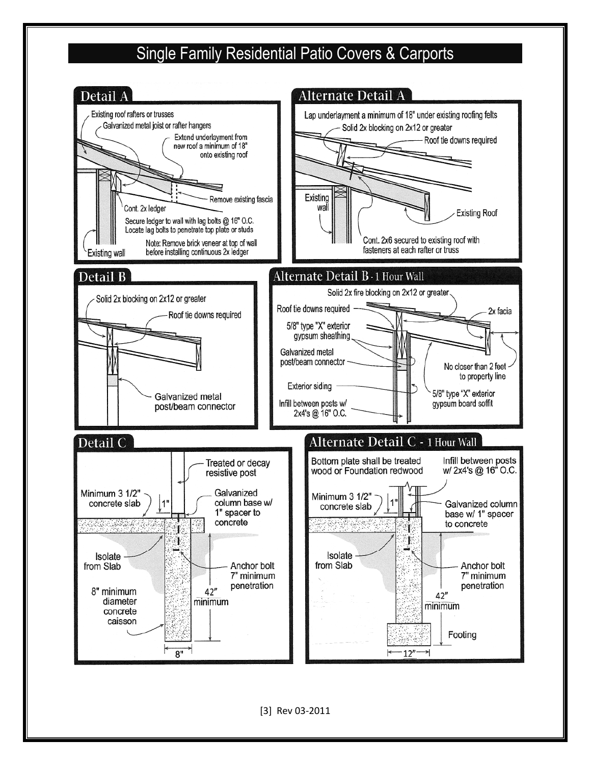# Single Family Residential Patio Covers & Carports

## Detail A

Existing roof rafters or trusses

Galvanized metal joist or rafter hangers

Extend underlayment from new roof a minimum of 18" onto existing roof

Remove existing fascia

Cont. 2x ledger

Secure ledger to wall with lag bolts @ 16" O.C. Locate lag bolts to penetrate top plate or studs

Note: Remove brick veneer at top of wall before installing continuous 2x ledger

Existing wall

## Alternate Detail A

Lap underlayment a minimum of 18" under existing roofing felts

Solid 2x blocking on 2x12 or greater

Roof tie downs required

Existing wall

Existing Roof

Cont. 2x6 secured to existing roof with fasteners at each rafter or truss

## Detail B

Solid 2x blocking on 2x12 or greater

Roof tie downs required

Galvanized metal post/beam connector

## Alternate Detail B - 1 Hour Wall

Solid 2x fire blocking on 2x12 or greater

Roof tie downs required

2x facia

5/8" type "X" exterior gypsum sheathing

Galvanized metal post/beam connector

No closer than 2 feet to property line

Exterior siding

5/8" type "X" exterior gypsum board soffit

Infill between posts w/ 2x4's @ 16" O.C.

## Detail C

Treated or decay resistive post

Minimum 3 1/2" concrete slab

1"

Galvanized column base w/ 1" spacer to concrete

Isolate from Slab

Anchor bolt 7" minimum penetration

8" minimum diameter concrete caisson

42" minimum

8"

## Alternate Detail C - 1 Hour Wall

Bottom plate shall be treated wood or Foundation redwood

Infill between posts w/ 2x4's @ 16" O.C.

Minimum 3 1/2" concrete slab

1"

Galvanized column base w/ 1" spacer to concrete

Isolate from Slab

Anchor bolt 7" minimum penetration

42" minimum

Footing

12"

Rev 03-2011